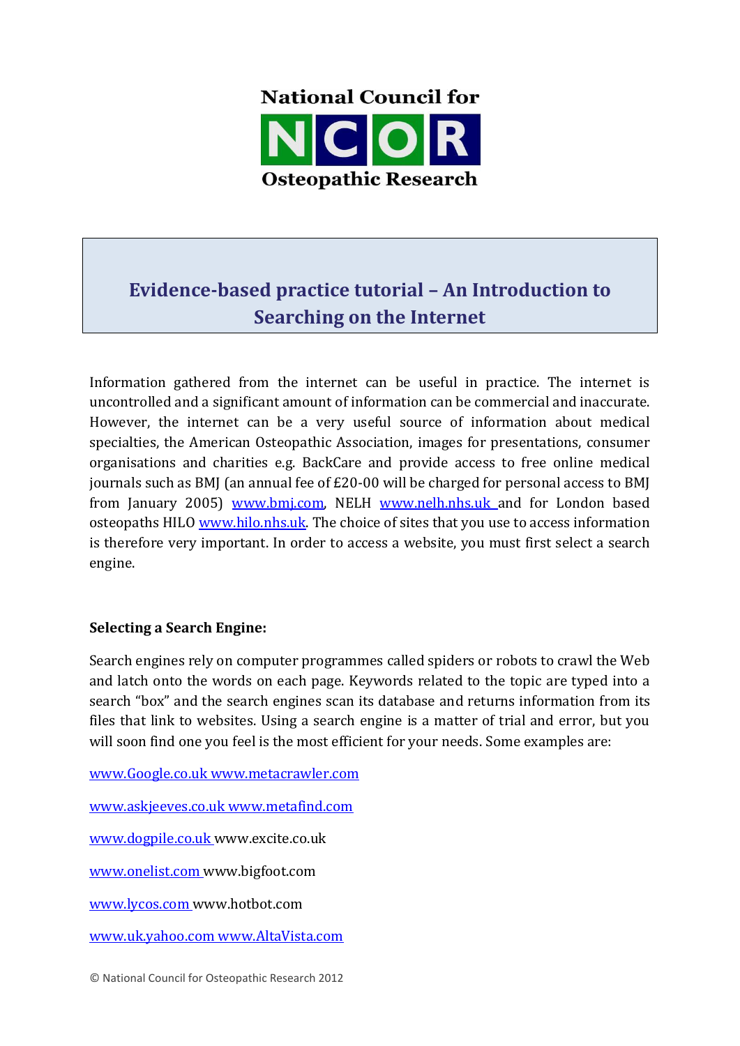National Council for

NCOR

Osteopathic Research

# Evidence-based practice tutorial – An Introduction to Searching on the Internet

Information gathered from the internet can be useful in practice. The internet is uncontrolled and a significant amount of information can be commercial and inaccurate. However, the internet can be a very useful source of information about medical specialties, the American Osteopathic Association, images for presentations, consumer organisations and charities e.g. BackCare and provide access to free online medical journals such as BMJ (an annual fee of £20-00 will be charged for personal access to BMJ from January 2005) www.bmj.com, NELH www.nelh.nhs.uk and for London based osteopaths HILO www.hilo.nhs.uk. The choice of sites that you use to access information is therefore very important. In order to access a website, you must first select a search engine.

**Selecting a Search Engine:**

Search engines rely on computer programmes called spiders or robots to crawl the Web and latch onto the words on each page. Keywords related to the topic are typed into a search "box" and the search engines scan its database and returns information from its files that link to websites. Using a search engine is a matter of trial and error, but you will soon find one you feel is the most efficient for your needs. Some examples are:

www.Google.co.uk www.metacrawler.com

www.askjeeves.co.uk www.metafind.com

www.dogpile.co.uk www.excite.co.uk

www.onelist.com www.bigfoot.com

www.lycos.com www.hotbot.com

www.uk.yahoo.com www.AltaVista.com

© National Council for Osteopathic Research 2012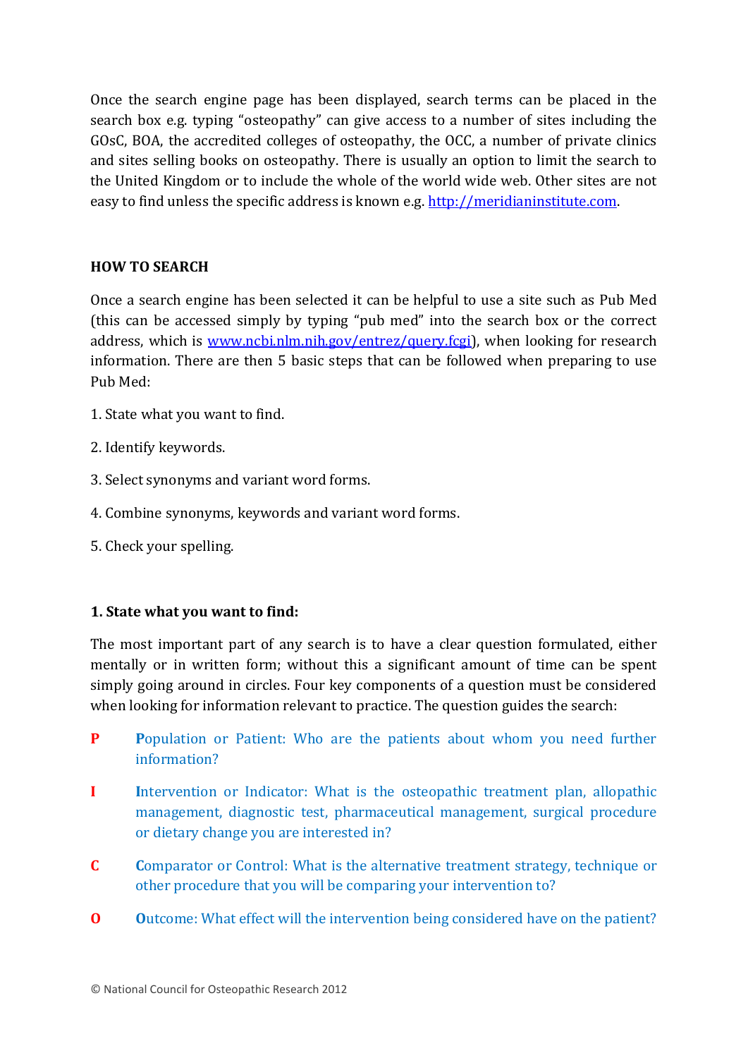Once the search engine page has been displayed, search terms can be placed in the search box e.g. typing "osteopathy" can give access to a number of sites including the GOsC, BOA, the accredited colleges of osteopathy, the OCC, a number of private clinics and sites selling books on osteopathy. There is usually an option to limit the search to the United Kingdom or to include the whole of the world wide web. Other sites are not easy to find unless the specific address is known e.g. [http://meridianinstitute.com](http://meridianinstitute.com).

## HOW TO SEARCH

Once a search engine has been selected it can be helpful to use a site such as Pub Med (this can be accessed simply by typing "pub med" into the search box or the correct address, which is [www.ncbi.nlm.nih.gov/entrez/query.fcgi](http://www.ncbi.nlm.nih.gov/entrez/query.fcgi)), when looking for research information. There are then 5 basic steps that can be followed when preparing to use Pub Med:

1. State what you want to find.

2. Identify keywords.

3. Select synonyms and variant word forms.

4. Combine synonyms, keywords and variant word forms.

5. Check your spelling.

### 1. State what you want to find:

The most important part of any search is to have a clear question formulated, either mentally or in written form; without this a significant amount of time can be spent simply going around in circles. Four key components of a question must be considered when looking for information relevant to practice. The question guides the search:

**P** **P**opulation or Patient: Who are the patients about whom you need further information?

**I** **I**ntervention or Indicator: What is the osteopathic treatment plan, allopathic management, diagnostic test, pharmaceutical management, surgical procedure or dietary change you are interested in?

**C** **C**omparator or Control: What is the alternative treatment strategy, technique or other procedure that you will be comparing your intervention to?

**O** **O**utcome: What effect will the intervention being considered have on the patient?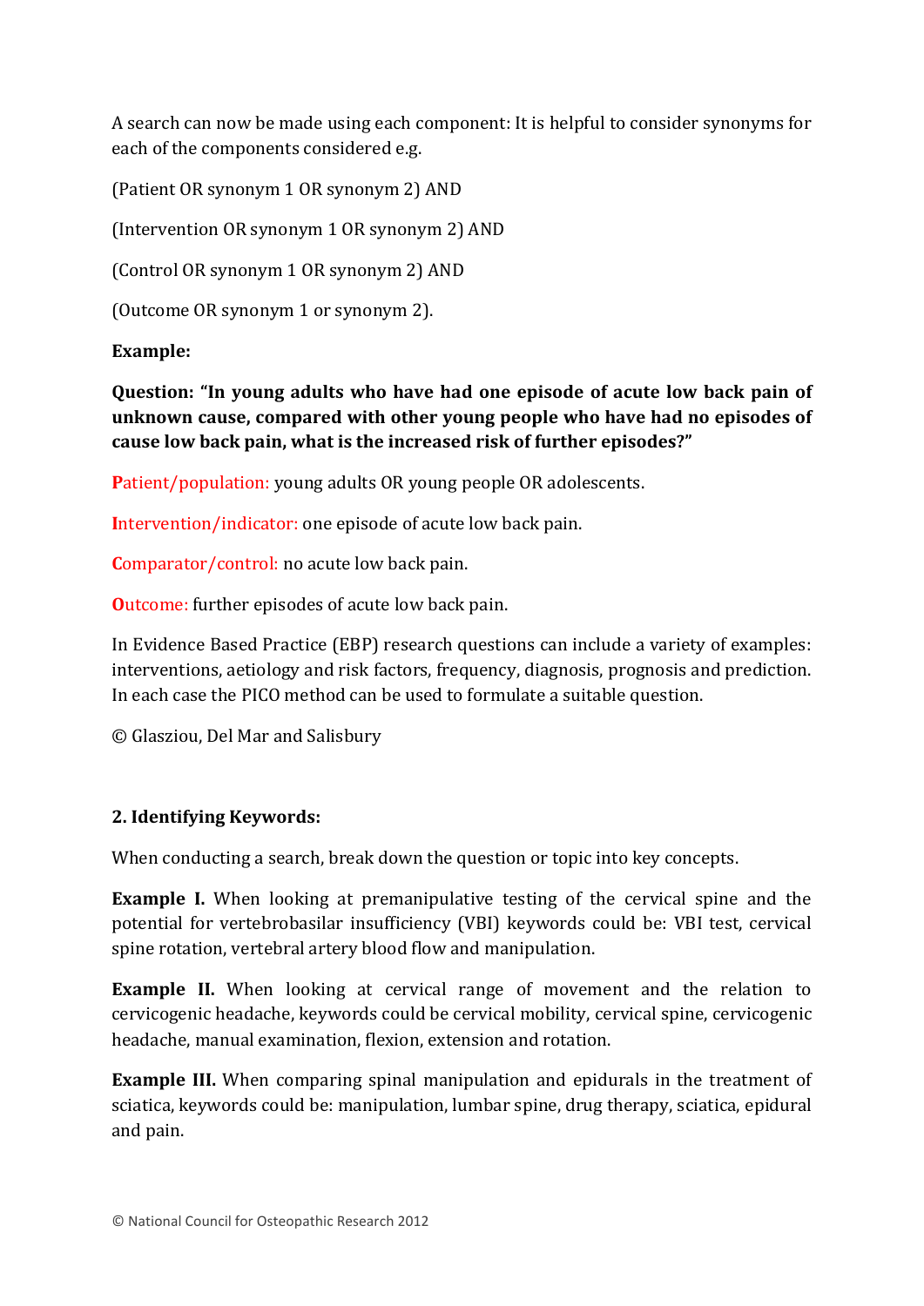A search can now be made using each component: It is helpful to consider synonyms for each of the components considered e.g.

(Patient OR synonym 1 OR synonym 2) AND

(Intervention OR synonym 1 OR synonym 2) AND

(Control OR synonym 1 OR synonym 2) AND

(Outcome OR synonym 1 or synonym 2).

**Example:**

**Question: "In young adults who have had one episode of acute low back pain of unknown cause, compared with other young people who have had no episodes of cause low back pain, what is the increased risk of further episodes?"**

**P**atient/population: young adults OR young people OR adolescents.

**I**ntervention/indicator: one episode of acute low back pain.

**C**omparator/control: no acute low back pain.

**O**utcome: further episodes of acute low back pain.

In Evidence Based Practice (EBP) research questions can include a variety of examples: interventions, aetiology and risk factors, frequency, diagnosis, prognosis and prediction. In each case the PICO method can be used to formulate a suitable question.

© Glasziou, Del Mar and Salisbury

**2. Identifying Keywords:**

When conducting a search, break down the question or topic into key concepts.

**Example I.** When looking at premanipulative testing of the cervical spine and the potential for vertebrobasilar insufficiency (VBI) keywords could be: VBI test, cervical spine rotation, vertebral artery blood flow and manipulation.

**Example II.** When looking at cervical range of movement and the relation to cervicogenic headache, keywords could be cervical mobility, cervical spine, cervicogenic headache, manual examination, flexion, extension and rotation.

**Example III.** When comparing spinal manipulation and epidurals in the treatment of sciatica, keywords could be: manipulation, lumbar spine, drug therapy, sciatica, epidural and pain.

© National Council for Osteopathic Research 2012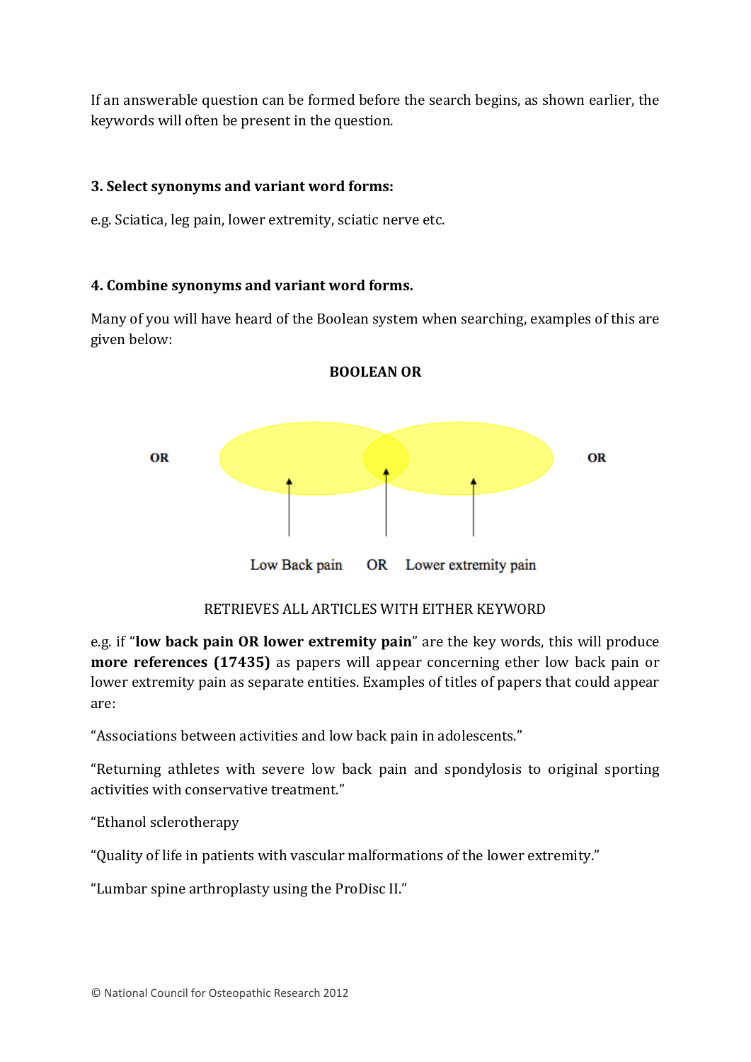If an answerable question can be formed before the search begins, as shown earlier, the keywords will often be present in the question.

**3. Select synonyms and variant word forms:**

e.g. Sciatica, leg pain, lower extremity, sciatic nerve etc.

**4. Combine synonyms and variant word forms.**

Many of you will have heard of the Boolean system when searching, examples of this are given below:

**BOOLEAN OR**

OR OR

Low Back pain OR Lower extremity pain

RETRIEVES ALL ARTICLES WITH EITHER KEYWORD

e.g. if "**low back pain OR lower extremity pain**" are the key words, this will produce **more references (17435)** as papers will appear concerning ether low back pain or lower extremity pain as separate entities. Examples of titles of papers that could appear are:

"Associations between activities and low back pain in adolescents."

"Returning athletes with severe low back pain and spondylosis to original sporting activities with conservative treatment."

"Ethanol sclerotherapy

"Quality of life in patients with vascular malformations of the lower extremity."

"Lumbar spine arthroplasty using the ProDisc II."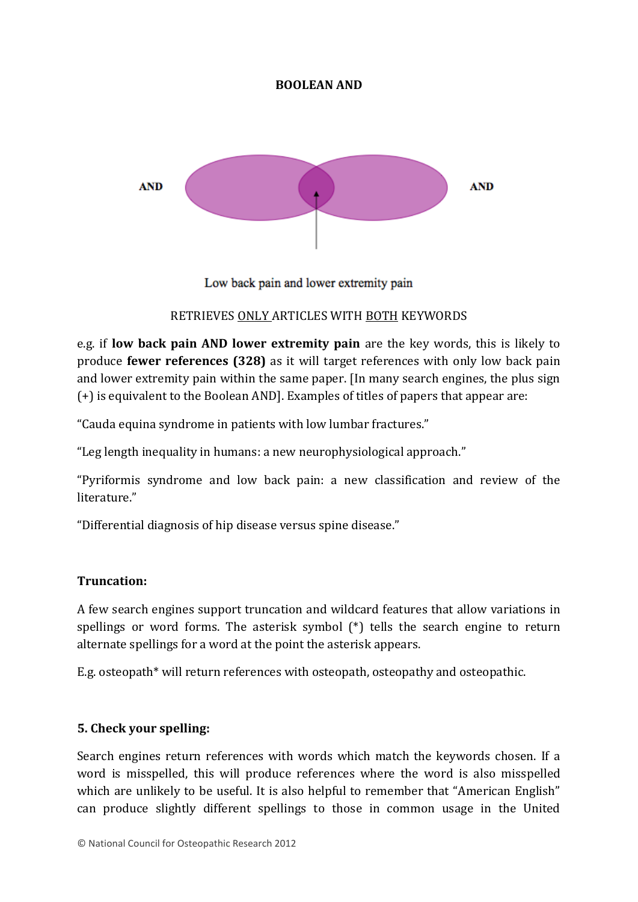**BOOLEAN AND**

AND

AND

Low back pain and lower extremity pain

RETRIEVES ONLY ARTICLES WITH BOTH KEYWORDS

e.g. if **low back pain AND lower extremity pain** are the key words, this is likely to produce **fewer references (328)** as it will target references with only low back pain and lower extremity pain within the same paper. [In many search engines, the plus sign (+) is equivalent to the Boolean AND]. Examples of titles of papers that appear are:

"Cauda equina syndrome in patients with low lumbar fractures."

"Leg length inequality in humans: a new neurophysiological approach."

"Pyriformis syndrome and low back pain: a new classification and review of the literature."

"Differential diagnosis of hip disease versus spine disease."

**Truncation:**

A few search engines support truncation and wildcard features that allow variations in spellings or word forms. The asterisk symbol (*) tells the search engine to return alternate spellings for a word at the point the asterisk appears.

E.g. osteopath* will return references with osteopath, osteopathy and osteopathic.

**5. Check your spelling:**

Search engines return references with words which match the keywords chosen. If a word is misspelled, this will produce references where the word is also misspelled which are unlikely to be useful. It is also helpful to remember that "American English" can produce slightly different spellings to those in common usage in the United

© National Council for Osteopathic Research 2012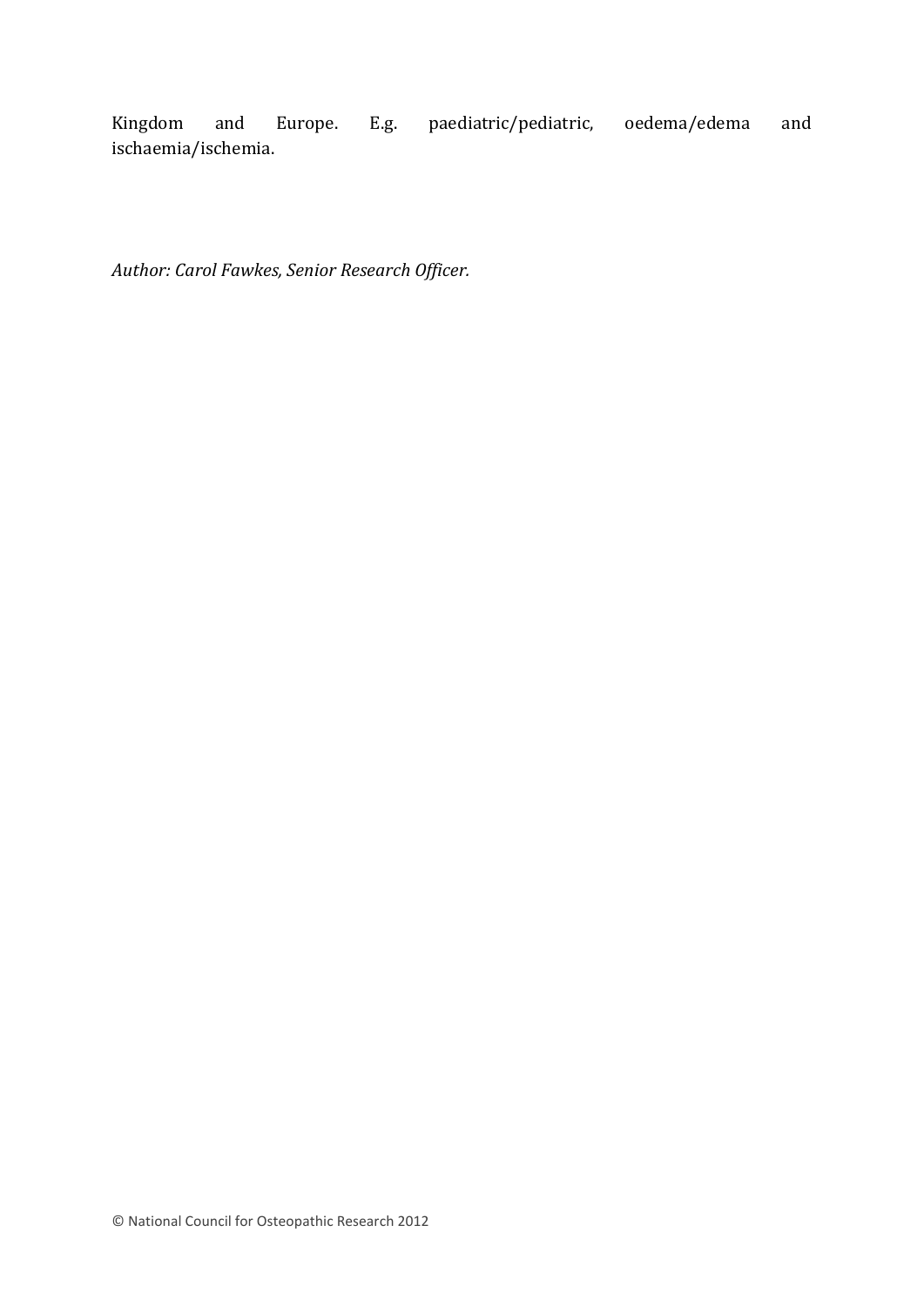Kingdom and Europe. E.g. paediatric/pediatric, oedema/edema and ischaemia/ischemia.

*Author: Carol Fawkes, Senior Research Officer.*

© National Council for Osteopathic Research 2012